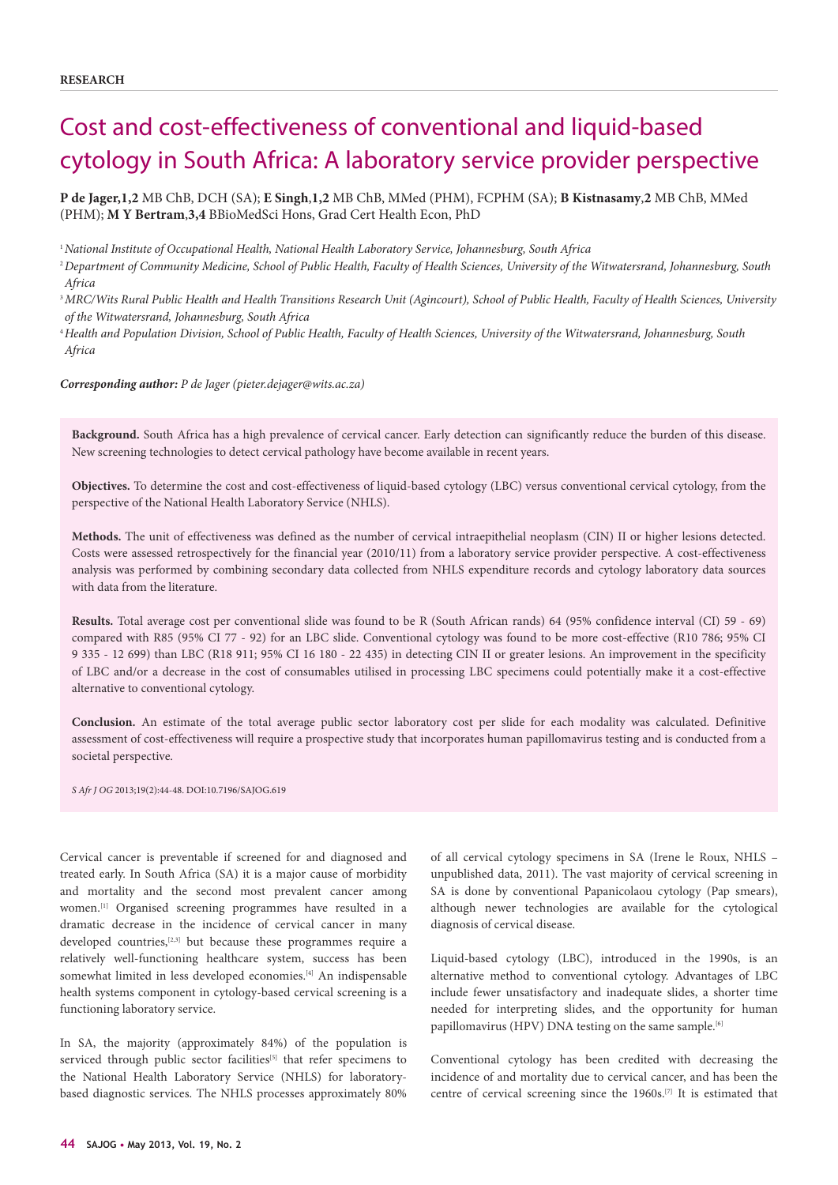**RESEARCH**

# Cost and cost-effectiveness of conventional and liquid-based cytology in South Africa: A laboratory service provider perspective

**P de Jager,[1,2]** MB ChB, DCH (SA); **E Singh**,**[1,2]** MB ChB, MMed (PHM), FCPHM (SA); **B Kistnasamy**,**[2]** MB ChB, MMed (PHM); **M Y Bertram**,**[3,4]** BBioMedSci Hons, Grad Cert Health Econ, PhD

[1] *National Institute of Occupational Health, National Health Laboratory Service, Johannesburg, South Africa*

[2] *Department of Community Medicine, School of Public Health, Faculty of Health Sciences, University of the Witwatersrand, Johannesburg, South Africa*

[3] *MRC/Wits Rural Public Health and Health Transitions Research Unit (Agincourt), School of Public Health, Faculty of Health Sciences, University of the Witwatersrand, Johannesburg, South Africa*

[4] *Health and Population Division, School of Public Health, Faculty of Health Sciences, University of the Witwatersrand, Johannesburg, South Africa*

***Corresponding author:*** *P de Jager (pieter.dejager@wits.ac.za)*

**Background.** South Africa has a high prevalence of cervical cancer. Early detection can significantly reduce the burden of this disease. New screening technologies to detect cervical pathology have become available in recent years.

**Objectives.** To determine the cost and cost-effectiveness of liquid-based cytology (LBC) versus conventional cervical cytology, from the perspective of the National Health Laboratory Service (NHLS).

**Methods.** The unit of effectiveness was defined as the number of cervical intraepithelial neoplasm (CIN) II or higher lesions detected. Costs were assessed retrospectively for the financial year (2010/11) from a laboratory service provider perspective. A cost-effectiveness analysis was performed by combining secondary data collected from NHLS expenditure records and cytology laboratory data sources with data from the literature.

**Results.** Total average cost per conventional slide was found to be R (South African rands) 64 (95% confidence interval (CI) 59 - 69) compared with R85 (95% CI 77 - 92) for an LBC slide. Conventional cytology was found to be more cost-effective (R10 786; 95% CI 9 335 - 12 699) than LBC (R18 911; 95% CI 16 180 - 22 435) in detecting CIN II or greater lesions. An improvement in the specificity of LBC and/or a decrease in the cost of consumables utilised in processing LBC specimens could potentially make it a cost-effective alternative to conventional cytology.

**Conclusion.** An estimate of the total average public sector laboratory cost per slide for each modality was calculated. Definitive assessment of cost-effectiveness will require a prospective study that incorporates human papillomavirus testing and is conducted from a societal perspective.

*S Afr J OG* 2013;19(2):44-48. DOI:10.7196/SAJOG.619

Cervical cancer is preventable if screened for and diagnosed and treated early. In South Africa (SA) it is a major cause of morbidity and mortality and the second most prevalent cancer among women.[1] Organised screening programmes have resulted in a dramatic decrease in the incidence of cervical cancer in many developed countries,[2,3] but because these programmes require a relatively well-functioning healthcare system, success has been somewhat limited in less developed economies.[4] An indispensable health systems component in cytology-based cervical screening is a functioning laboratory service.

In SA, the majority (approximately 84%) of the population is serviced through public sector facilities[5] that refer specimens to the National Health Laboratory Service (NHLS) for laboratory-based diagnostic services. The NHLS processes approximately 80% of all cervical cytology specimens in SA (Irene le Roux, NHLS – unpublished data, 2011). The vast majority of cervical screening in SA is done by conventional Papanicolaou cytology (Pap smears), although newer technologies are available for the cytological diagnosis of cervical disease.

Liquid-based cytology (LBC), introduced in the 1990s, is an alternative method to conventional cytology. Advantages of LBC include fewer unsatisfactory and inadequate slides, a shorter time needed for interpreting slides, and the opportunity for human papillomavirus (HPV) DNA testing on the same sample.[6]

Conventional cytology has been credited with decreasing the incidence of and mortality due to cervical cancer, and has been the centre of cervical screening since the 1960s.[7] It is estimated that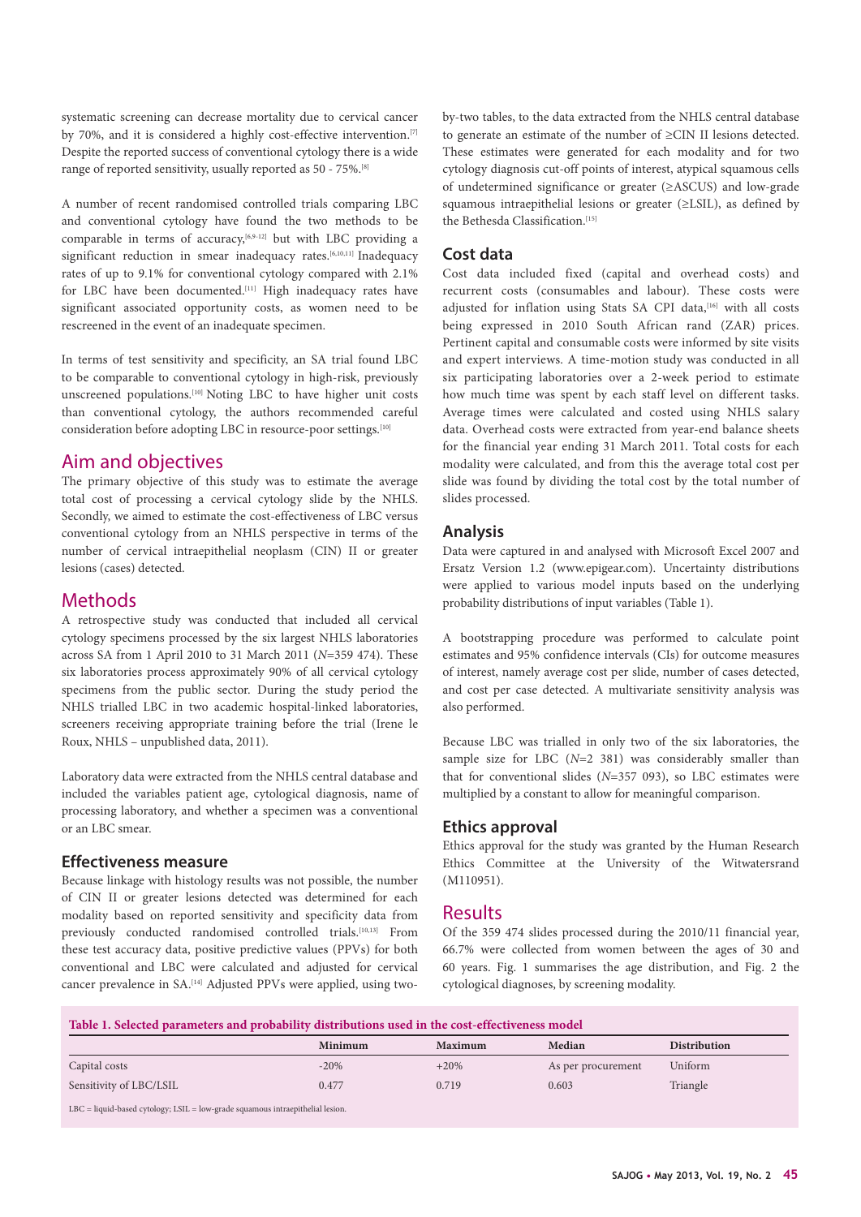systematic screening can decrease mortality due to cervical cancer by 70%, and it is considered a highly cost-effective intervention.[7] Despite the reported success of conventional cytology there is a wide range of reported sensitivity, usually reported as 50 - 75%.[8]

A number of recent randomised controlled trials comparing LBC and conventional cytology have found the two methods to be comparable in terms of accuracy,[6,9-12] but with LBC providing a significant reduction in smear inadequacy rates.[6,10,11] Inadequacy rates of up to 9.1% for conventional cytology compared with 2.1% for LBC have been documented.[11] High inadequacy rates have significant associated opportunity costs, as women need to be rescreened in the event of an inadequate specimen.

In terms of test sensitivity and specificity, an SA trial found LBC to be comparable to conventional cytology in high-risk, previously unscreened populations.[10] Noting LBC to have higher unit costs than conventional cytology, the authors recommended careful consideration before adopting LBC in resource-poor settings.[10]

## Aim and objectives

The primary objective of this study was to estimate the average total cost of processing a cervical cytology slide by the NHLS. Secondly, we aimed to estimate the cost-effectiveness of LBC versus conventional cytology from an NHLS perspective in terms of the number of cervical intraepithelial neoplasm (CIN) II or greater lesions (cases) detected.

## Methods

A retrospective study was conducted that included all cervical cytology specimens processed by the six largest NHLS laboratories across SA from 1 April 2010 to 31 March 2011 (*N*=359 474). These six laboratories process approximately 90% of all cervical cytology specimens from the public sector. During the study period the NHLS trialled LBC in two academic hospital-linked laboratories, screeners receiving appropriate training before the trial (Irene le Roux, NHLS – unpublished data, 2011).

Laboratory data were extracted from the NHLS central database and included the variables patient age, cytological diagnosis, name of processing laboratory, and whether a specimen was a conventional or an LBC smear.

### Effectiveness measure

Because linkage with histology results was not possible, the number of CIN II or greater lesions detected was determined for each modality based on reported sensitivity and specificity data from previously conducted randomised controlled trials.[10,13] From these test accuracy data, positive predictive values (PPVs) for both conventional and LBC were calculated and adjusted for cervical cancer prevalence in SA.[14] Adjusted PPVs were applied, using two-by-two tables, to the data extracted from the NHLS central database to generate an estimate of the number of ≥CIN II lesions detected. These estimates were generated for each modality and for two cytology diagnosis cut-off points of interest, atypical squamous cells of undetermined significance or greater (≥ASCUS) and low-grade squamous intraepithelial lesions or greater (≥LSIL), as defined by the Bethesda Classification.[15]

### Cost data

Cost data included fixed (capital and overhead costs) and recurrent costs (consumables and labour). These costs were adjusted for inflation using Stats SA CPI data,[16] with all costs being expressed in 2010 South African rand (ZAR) prices. Pertinent capital and consumable costs were informed by site visits and expert interviews. A time-motion study was conducted in all six participating laboratories over a 2-week period to estimate how much time was spent by each staff level on different tasks. Average times were calculated and costed using NHLS salary data. Overhead costs were extracted from year-end balance sheets for the financial year ending 31 March 2011. Total costs for each modality were calculated, and from this the average total cost per slide was found by dividing the total cost by the total number of slides processed.

### Analysis

Data were captured in and analysed with Microsoft Excel 2007 and Ersatz Version 1.2 (www.epigear.com). Uncertainty distributions were applied to various model inputs based on the underlying probability distributions of input variables (Table 1).

A bootstrapping procedure was performed to calculate point estimates and 95% confidence intervals (CIs) for outcome measures of interest, namely average cost per slide, number of cases detected, and cost per case detected. A multivariate sensitivity analysis was also performed.

Because LBC was trialled in only two of the six laboratories, the sample size for LBC (*N*=2 381) was considerably smaller than that for conventional slides (*N*=357 093), so LBC estimates were multiplied by a constant to allow for meaningful comparison.

### Ethics approval

Ethics approval for the study was granted by the Human Research Ethics Committee at the University of the Witwatersrand (M110951).

## Results

Of the 359 474 slides processed during the 2010/11 financial year, 66.7% were collected from women between the ages of 30 and 60 years. Fig. 1 summarises the age distribution, and Fig. 2 the cytological diagnoses, by screening modality.

**Table 1. Selected parameters and probability distributions used in the cost-effectiveness model**

| | Minimum | Maximum | Median | Distribution |
|---|---|---|---|---|
| Capital costs | -20% | +20% | As per procurement | Uniform |
| Sensitivity of LBC/LSIL | 0.477 | 0.719 | 0.603 | Triangle |

LBC = liquid-based cytology; LSIL = low-grade squamous intraepithelial lesion.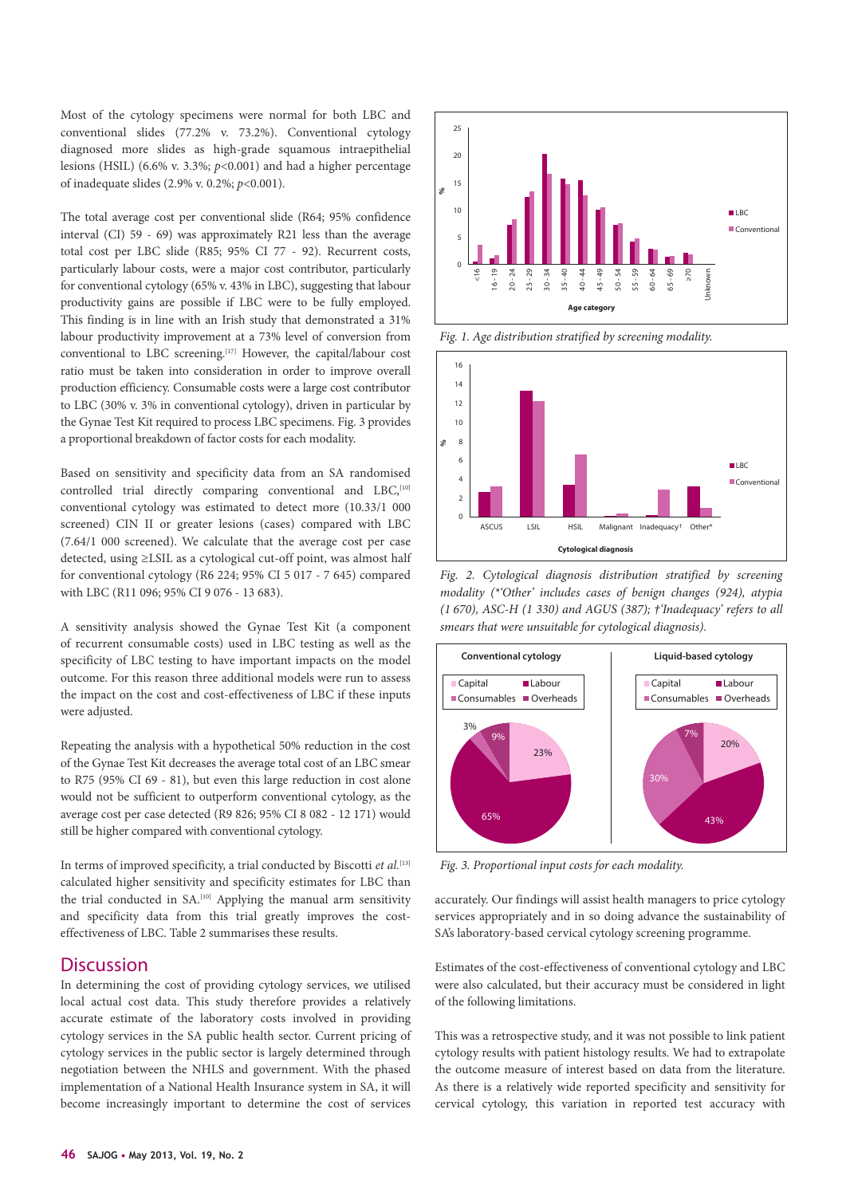Most of the cytology specimens were normal for both LBC and conventional slides (77.2% v. 73.2%). Conventional cytology diagnosed more slides as high-grade squamous intraepithelial lesions (HSIL) (6.6% v. 3.3%; $p<0.001$) and had a higher percentage of inadequate slides (2.9% v. 0.2%; $p<0.001$).

The total average cost per conventional slide (R64; 95% confidence interval (CI) 59 - 69) was approximately R21 less than the average total cost per LBC slide (R85; 95% CI 77 - 92). Recurrent costs, particularly labour costs, were a major cost contributor, particularly for conventional cytology (65% v. 43% in LBC), suggesting that labour productivity gains are possible if LBC were to be fully employed. This finding is in line with an Irish study that demonstrated a 31% labour productivity improvement at a 73% level of conversion from conventional to LBC screening.[17] However, the capital/labour cost ratio must be taken into consideration in order to improve overall production efficiency. Consumable costs were a large cost contributor to LBC (30% v. 3% in conventional cytology), driven in particular by the Gynae Test Kit required to process LBC specimens. Fig. 3 provides a proportional breakdown of factor costs for each modality.

Based on sensitivity and specificity data from an SA randomised controlled trial directly comparing conventional and LBC,[10] conventional cytology was estimated to detect more (10.33/1 000 screened) CIN II or greater lesions (cases) compared with LBC (7.64/1 000 screened). We calculate that the average cost per case detected, using ≥LSIL as a cytological cut-off point, was almost half for conventional cytology (R6 224; 95% CI 5 017 - 7 645) compared with LBC (R11 096; 95% CI 9 076 - 13 683).

A sensitivity analysis showed the Gynae Test Kit (a component of recurrent consumable costs) used in LBC testing as well as the specificity of LBC testing to have important impacts on the model outcome. For this reason three additional models were run to assess the impact on the cost and cost-effectiveness of LBC if these inputs were adjusted.

Repeating the analysis with a hypothetical 50% reduction in the cost of the Gynae Test Kit decreases the average total cost of an LBC smear to R75 (95% CI 69 - 81), but even this large reduction in cost alone would not be sufficient to outperform conventional cytology, as the average cost per case detected (R9 826; 95% CI 8 082 - 12 171) would still be higher compared with conventional cytology.

In terms of improved specificity, a trial conducted by Biscotti *et al.*[13] calculated higher sensitivity and specificity estimates for LBC than the trial conducted in SA.[10] Applying the manual arm sensitivity and specificity data from this trial greatly improves the cost-effectiveness of LBC. Table 2 summarises these results.

*Fig. 1. Age distribution stratified by screening modality.*

*Fig. 2. Cytological diagnosis distribution stratified by screening modality (\*'Other' includes cases of benign changes (924), atypia (1 670), ASC-H (1 330) and AGUS (387); †'Inadequacy' refers to all smears that were unsuitable for cytological diagnosis).*

*Fig. 3. Proportional input costs for each modality.*

## Discussion

In determining the cost of providing cytology services, we utilised local actual cost data. This study therefore provides a relatively accurate estimate of the laboratory costs involved in providing cytology services in the SA public health sector. Current pricing of cytology services in the public sector is largely determined through negotiation between the NHLS and government. With the phased implementation of a National Health Insurance system in SA, it will become increasingly important to determine the cost of services accurately. Our findings will assist health managers to price cytology services appropriately and in so doing advance the sustainability of SA's laboratory-based cervical cytology screening programme.

Estimates of the cost-effectiveness of conventional cytology and LBC were also calculated, but their accuracy must be considered in light of the following limitations.

This was a retrospective study, and it was not possible to link patient cytology results with patient histology results. We had to extrapolate the outcome measure of interest based on data from the literature. As there is a relatively wide reported specificity and sensitivity for cervical cytology, this variation in reported test accuracy with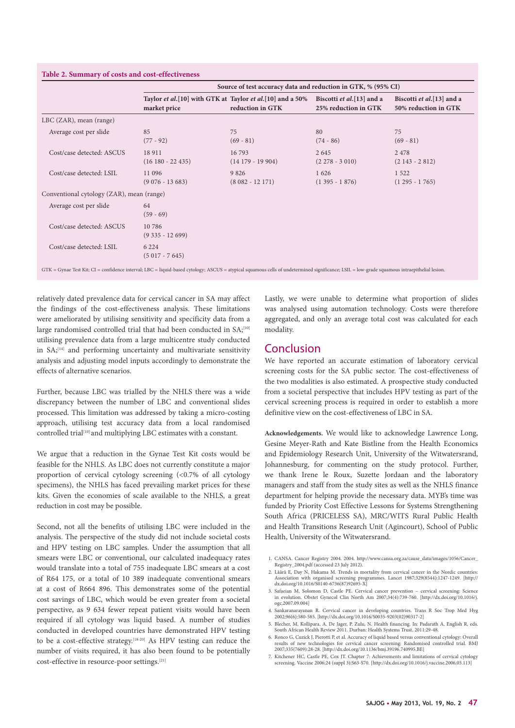**Table 2. Summary of costs and cost-effectiveness**

| | Source of test accuracy data and reduction in GTK, % (95% CI) | | | |
|---|---|---|---|---|
| | Taylor *et al.*[10] with GTK at market price | Taylor *et al.*[10] and a 50% reduction in GTK | Biscotti *et al.*[13] and a 25% reduction in GTK | Biscotti *et al.*[13] and a 50% reduction in GTK |
| LBC (ZAR), mean (range) | | | | |
| Average cost per slide | 85 (77 - 92) | 75 (69 - 81) | 80 (74 - 86) | 75 (69 - 81) |
| Cost/case detected: ASCUS | 18 911 (16 180 - 22 435) | 16 793 (14 179 - 19 904) | 2 645 (2 278 - 3 010) | 2 478 (2 143 - 2 812) |
| Cost/case detected: LSIL | 11 096 (9 076 - 13 683) | 9 826 (8 082 - 12 171) | 1 626 (1 395 - 1 876) | 1 522 (1 295 - 1 765) |
| Conventional cytology (ZAR), mean (range) | | | | |
| Average cost per slide | 64 (59 - 69) | | | |
| Cost/case detected: ASCUS | 10 786 (9 335 - 12 699) | | | |
| Cost/case detected: LSIL | 6 224 (5 017 - 7 645) | | | |

GTK = Gynae Test Kit; CI = confidence interval; LBC = liquid-based cytology; ASCUS = atypical squamous cells of undetermined significance; LSIL = low-grade squamous intraepithelial lesion.

relatively dated prevalence data for cervical cancer in SA may affect the findings of the cost-effectiveness analysis. These limitations were ameliorated by utilising sensitivity and specificity data from a large randomised controlled trial that had been conducted in SA;[10] utilising prevalence data from a large multicentre study conducted in SA;[14] and performing uncertainty and multivariate sensitivity analysis and adjusting model inputs accordingly to demonstrate the effects of alternative scenarios.

Further, because LBC was trialled by the NHLS there was a wide discrepancy between the number of LBC and conventional slides processed. This limitation was addressed by taking a micro-costing approach, utilising test accuracy data from a local randomised controlled trial[10] and multiplying LBC estimates with a constant.

We argue that a reduction in the Gynae Test Kit costs would be feasible for the NHLS. As LBC does not currently constitute a major proportion of cervical cytology screening (<0.7% of all cytology specimens), the NHLS has faced prevailing market prices for these kits. Given the economies of scale available to the NHLS, a great reduction in cost may be possible.

Second, not all the benefits of utilising LBC were included in the analysis. The perspective of the study did not include societal costs and HPV testing on LBC samples. Under the assumption that all smears were LBC or conventional, our calculated inadequacy rates would translate into a total of 755 inadequate LBC smears at a cost of R64 175, or a total of 10 389 inadequate conventional smears at a cost of R664 896. This demonstrates some of the potential cost savings of LBC, which would be even greater from a societal perspective, as 9 634 fewer repeat patient visits would have been required if all cytology was liquid based. A number of studies conducted in developed countries have demonstrated HPV testing to be a cost-effective strategy.[18-20] As HPV testing can reduce the number of visits required, it has also been found to be potentially cost-effective in resource-poor settings.[21]

Lastly, we were unable to determine what proportion of slides was analysed using automation technology. Costs were therefore aggregated, and only an average total cost was calculated for each modality.

## Conclusion

We have reported an accurate estimation of laboratory cervical screening costs for the SA public sector. The cost-effectiveness of the two modalities is also estimated. A prospective study conducted from a societal perspective that includes HPV testing as part of the cervical screening process is required in order to establish a more definitive view on the cost-effectiveness of LBC in SA.

**Acknowledgements.** We would like to acknowledge Lawrence Long, Gesine Meyer-Rath and Kate Bistline from the Health Economics and Epidemiology Research Unit, University of the Witwatersrand, Johannesburg, for commenting on the study protocol. Further, we thank Irene le Roux, Suzette Jordaan and the laboratory managers and staff from the study sites as well as the NHLS finance department for helping provide the necessary data. MYB's time was funded by Priority Cost Effective Lessons for Systems Strengthening South Africa (PRICELESS SA), MRC/WITS Rural Public Health and Health Transitions Research Unit (Agincourt), School of Public Health, University of the Witwatersrand.

1. CANSA. Cancer Registry 2004. 2004. http://www.cansa.org.za/cause_data/images/1056/Cancer_Registry_2004.pdf (accessed 23 July 2012).
2. Läärä E, Day N, Hakama M. Trends in mortality from cervical cancer in the Nordic countries: Association with organised screening programmes. Lancet 1987;329(8544):1247-1249. [http://dx.doi.org/10.1016/S0140-6736(87)92695-X]
3. Safaeian M, Solomon D, Castle PE. Cervical cancer prevention – cervical screening: Science in evolution. Obstet Gynecol Clin North Am 2007;34(4):739-760. [http://dx.doi.org/10.1016/j.ogc.2007.09.004]
4. Sankaranarayanan R. Cervical cancer in developing countries. Trans R Soc Trop Med Hyg 2002;96(6):580-585. [http://dx.doi.org/10.1016/S0035-9203(02)90317-2]
5. Blecher, M, Kollipara, A. De Jager, P. Zulu, N. Health financing. In: Padarath A, English R, eds. South African Health Review 2011. Durban: Health Systems Trust, 2011:29-48.
6. Ronco G, Cuzick J, Pierotti P, et al. Accuracy of liquid based versus conventional cytology: Overall results of new technologies for cervical cancer screening: Randomised controlled trial. BMJ 2007;335(7609):28-28. [http://dx.doi.org/10.1136/bmj.39196.740995.BE]
7. Kitchener HC, Castle PE, Cox JT. Chapter 7: Achievements and limitations of cervical cytology screening. Vaccine 2006;24 (suppl 3):S63-S70. [http://dx.doi.org/10.1016/j.vaccine.2006.05.113]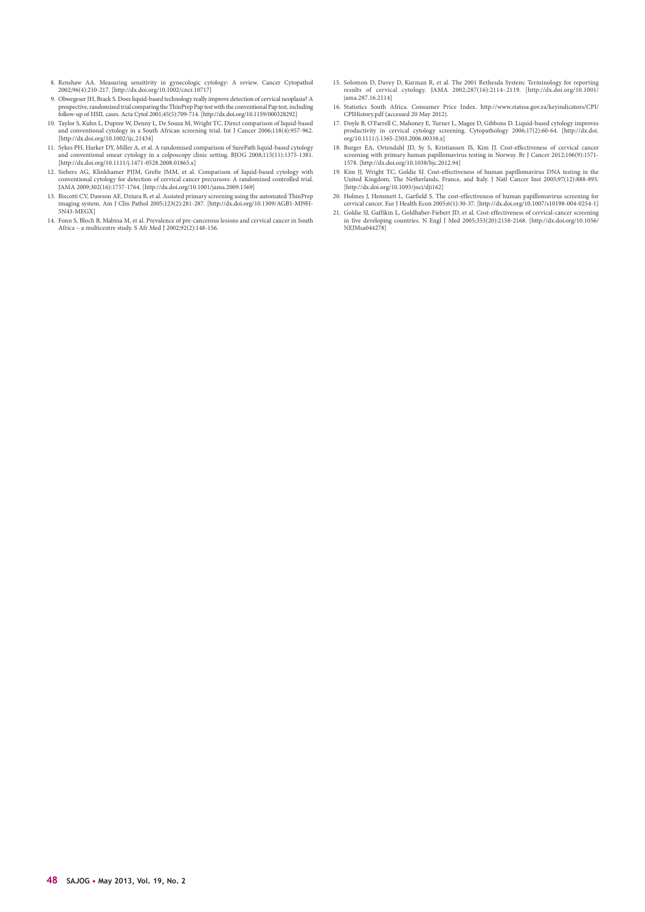8. Renshaw AA. Measuring sensitivity in gynecologic cytology: A review. Cancer Cytopathol 2002;96(4):210-217. [http://dx.doi.org/10.1002/cncr.10717]
9. Obwegeser JH, Brack S. Does liquid-based technology really improve detection of cervical neoplasia? A prospective, randomized trial comparing the ThinPrep Pap test with the conventional Pap test, including follow-up of HSIL cases. Acta Cytol 2001;45(5):709-714. [http://dx.doi.org/10.1159/000328292]
10. Taylor S, Kuhn L, Dupree W, Denny L, De Souza M, Wright TC. Direct comparison of liquid-based and conventional cytology in a South African screening trial. Int J Cancer 2006;118(4):957-962. [http://dx.doi.org/10.1002/ijc.21434]
11. Sykes PH, Harker DY, Miller A, et al. A randomised comparison of SurePath liquid-based cytology and conventional smear cytology in a colposcopy clinic setting. BJOG 2008;115(11):1375-1381. [http://dx.doi.org/10.1111/j.1471-0528.2008.01865.x]
12. Siebers AG, Klinkhamer PJJM, Grefte JMM, et al. Comparison of liquid-based cytology with conventional cytology for detection of cervical cancer precursors: A randomized controlled trial. JAMA 2009;302(16):1757-1764. [http://dx.doi.org/10.1001/jama.2009.1569]
13. Biscotti CV, Dawson AE, Dziura B, et al. Assisted primary screening using the automated ThinPrep imaging system. Am J Clin Pathol 2005;123(2):281-287. [http://dx.doi.org/10.1309/AGB1-MJ9H-5N43-MEGX]
14. Fonn S, Bloch B, Mabina M, et al. Prevalence of pre-cancerous lesions and cervical cancer in South Africa – a multicentre study. S Afr Med J 2002;92(2):148-156.
15. Solomon D, Davey D, Kurman R, et al. The 2001 Bethesda System: Terminology for reporting results of cervical cytology. JAMA 2002;287(16):2114–2119. [http://dx.doi.org/10.1001/jama.287.16.2114]
16. Statistics South Africa. Consumer Price Index. http://www.statssa.gov.za/keyindicators/CPI/CPIHistory.pdf (accessed 20 May 2012).
17. Doyle B, O'Farrell C, Mahoney E, Turner L, Magee D, Gibbons D. Liquid-based cytology improves productivity in cervical cytology screening. Cytopathology 2006;17(2):60-64. [http://dx.doi.org/10.1111/j.1365-2303.2006.00338.x]
18. Burger EA, Ortendahl JD, Sy S, Kristiansen IS, Kim JJ. Cost-effectiveness of cervical cancer screening with primary human papillomavirus testing in Norway. Br J Cancer 2012;106(9):1571-1578. [http://dx.doi.org/10.1038/bjc.2012.94]
19. Kim JJ, Wright TC, Goldie SJ. Cost-effectiveness of human papillomavirus DNA testing in the United Kingdom, The Netherlands, France, and Italy. J Natl Cancer Inst 2005;97(12):888-895. [http://dx.doi.org/10.1093/jnci/dji162]
20. Holmes J, Hemmett L, Garfield S. The cost-effectiveness of human papillomavirus screening for cervical cancer. Eur J Health Econ 2005;6(1):30-37. [http://dx.doi.org/10.1007/s10198-004-0254-1]
21. Goldie SJ, Gaffikin L, Goldhaber-Fiebert JD, et al. Cost-effectiveness of cervical-cancer screening in five developing countries. N Engl J Med 2005;353(20):2158-2168. [http://dx.doi.org/10.1056/NEJMsa044278]